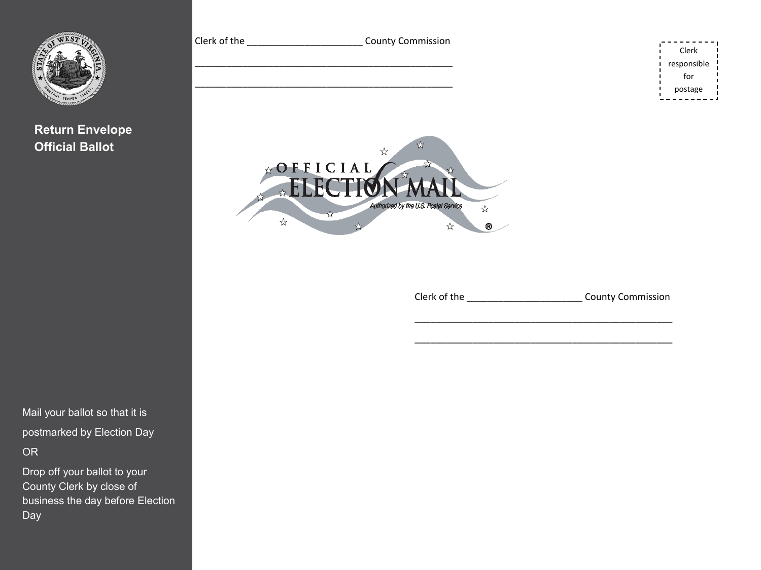**Return Envelope**
**Official Ballot**

Clerk of the ______________________ County Commission

___________________________________________________

___________________________________________________

Clerk responsible for postage

OFFICIAL ELECTION MAIL

Authorized by the U.S. Postal Service ®

Clerk of the ______________________ County Commission

___________________________________________________

___________________________________________________

Mail your ballot so that it is postmarked by Election Day

OR

Drop off your ballot to your County Clerk by close of business the day before Election Day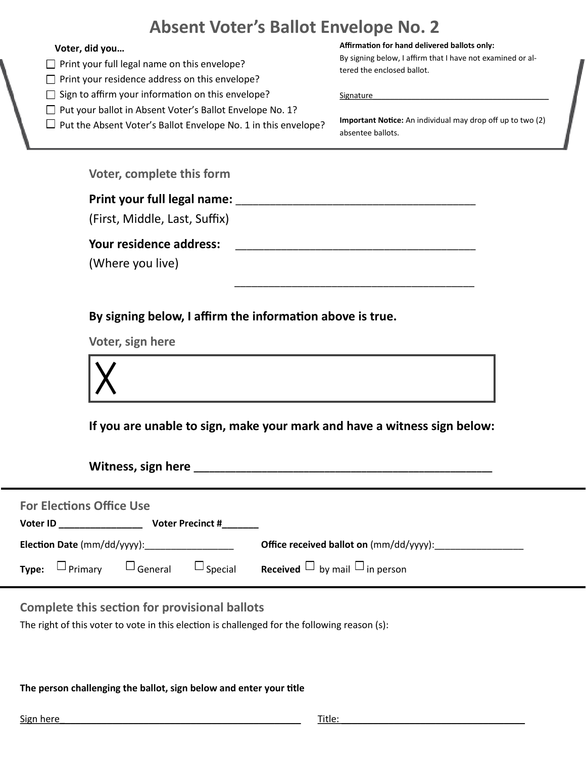# Absent Voter's Ballot Envelope No. 2

**Voter, did you…**

- ☐ Print your full legal name on this envelope?
- ☐ Print your residence address on this envelope?
- ☐ Sign to affirm your information on this envelope?
- ☐ Put your ballot in Absent Voter's Ballot Envelope No. 1?
- ☐ Put the Absent Voter's Ballot Envelope No. 1 in this envelope?

**Affirmation for hand delivered ballots only:**
By signing below, I affirm that I have not examined or altered the enclosed ballot.

Signature_______________________________________

**Important Notice:** An individual may drop off up to two (2) absentee ballots.

## Voter, complete this form

**Print your full legal name:** _______________________________________
(First, Middle, Last, Suffix)

**Your residence address:** _______________________________________
(Where you live)
_______________________________________

**By signing below, I affirm the information above is true.**

**Voter, sign here**

X

**If you are unable to sign, make your mark and have a witness sign below:**

**Witness, sign here** _______________________________________________

## For Elections Office Use

**Voter ID** ________________ **Voter Precinct #**_______

**Election Date** (mm/dd/yyyy):_________________ **Office received ballot on** (mm/dd/yyyy):_________________

**Type:** ☐ Primary ☐ General ☐ Special **Received** ☐ by mail ☐ in person

## Complete this section for provisional ballots

The right of this voter to vote in this election is challenged for the following reason (s):

**The person challenging the ballot, sign below and enter your title**

Sign here_______________________________________________ Title:____________________________________